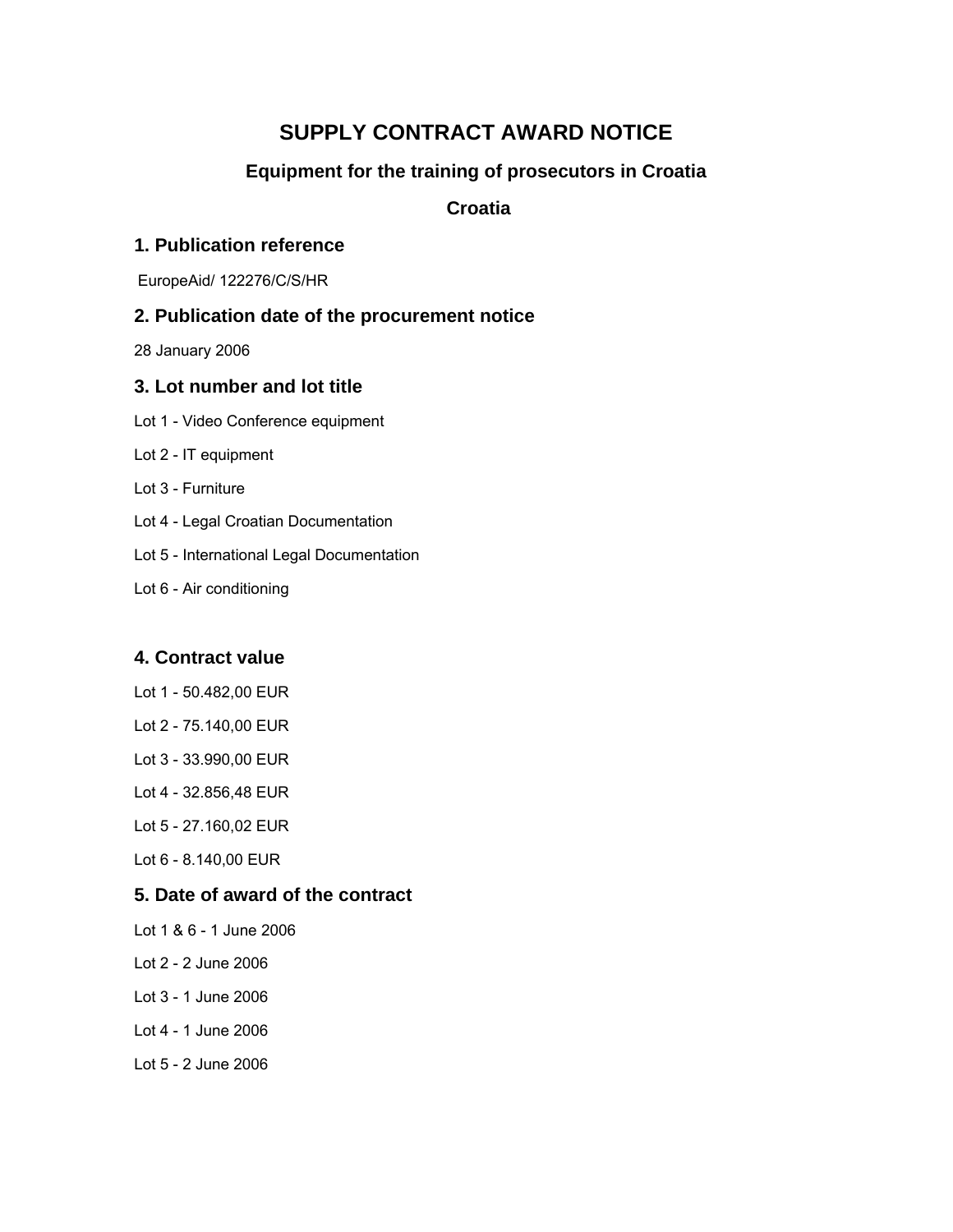# SUPPLY CONTRACT AWARD NOTICE

### Equipment for the training of prosecutors in Croatia

### Croatia

## 1. Publication reference

EuropeAid/ 122276/C/S/HR

## 2. Publication date of the procurement notice

28 January 2006

## 3. Lot number and lot title

Lot 1 - Video Conference equipment

Lot 2 - IT equipment

Lot 3 - Furniture

Lot 4 - Legal Croatian Documentation

Lot 5 - International Legal Documentation

Lot 6 - Air conditioning

## 4. Contract value

Lot 1 - 50.482,00 EUR

Lot 2 - 75.140,00 EUR

Lot 3 - 33.990,00 EUR

Lot 4 - 32.856,48 EUR

Lot 5 - 27.160,02 EUR

Lot 6 - 8.140,00 EUR

## 5. Date of award of the contract

Lot 1 & 6 - 1 June 2006

Lot 2 - 2 June 2006

Lot 3 - 1 June 2006

Lot 4 - 1 June 2006

Lot 5 - 2 June 2006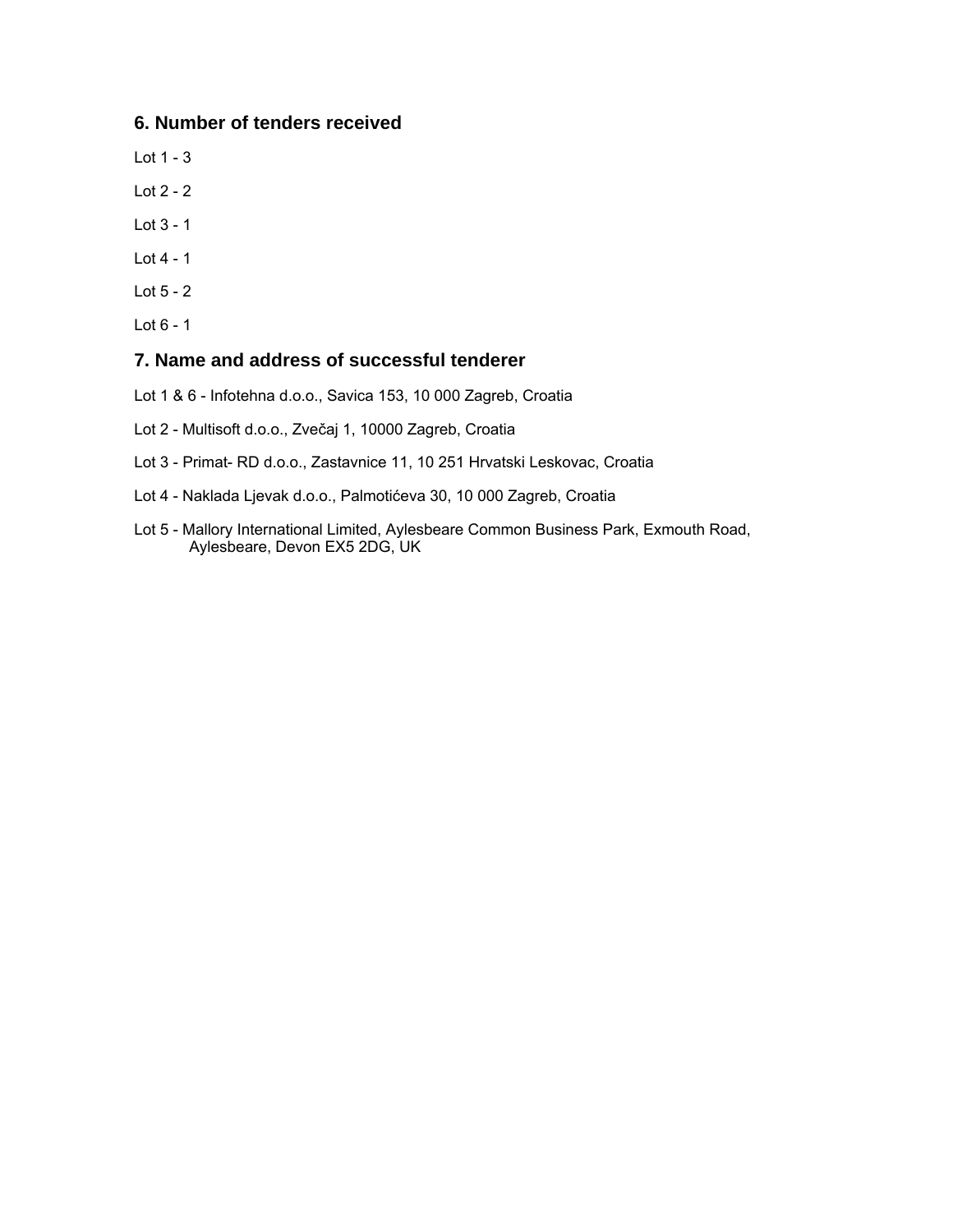## 6. Number of tenders received

Lot 1 - 3

Lot 2 - 2

Lot 3 - 1

Lot 4 - 1

Lot 5 - 2

Lot 6 - 1

## 7. Name and address of successful tenderer

Lot 1 & 6 - Infotehna d.o.o., Savica 153, 10 000 Zagreb, Croatia

Lot 2 - Multisoft d.o.o., Zvečaj 1, 10000 Zagreb, Croatia

Lot 3 - Primat- RD d.o.o., Zastavnice 11, 10 251 Hrvatski Leskovac, Croatia

Lot 4 - Naklada Ljevak d.o.o., Palmotićeva 30, 10 000 Zagreb, Croatia

Lot 5 - Mallory International Limited, Aylesbeare Common Business Park, Exmouth Road, Aylesbeare, Devon EX5 2DG, UK